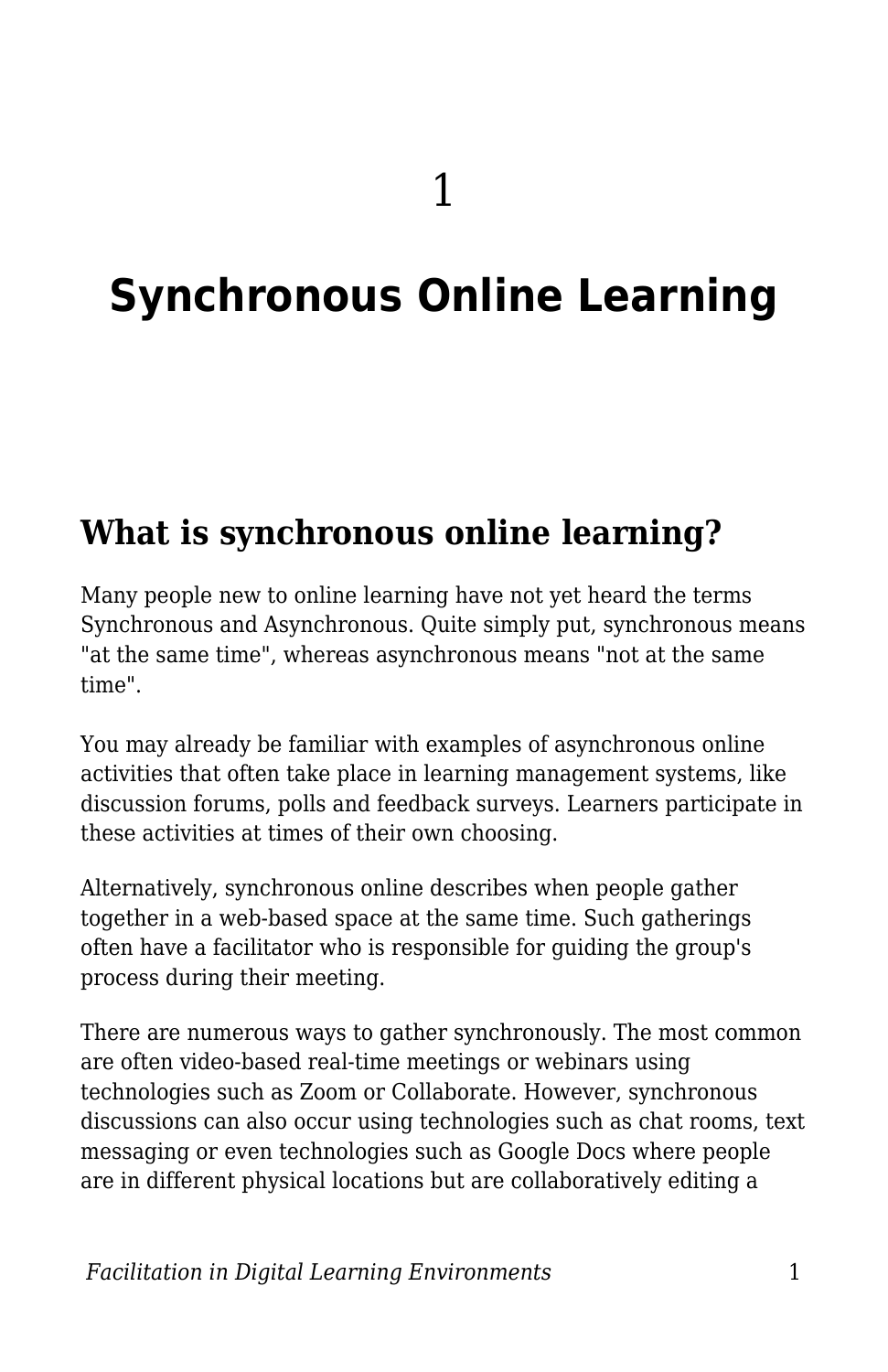# 1

# Synchronous Online Learning

## What is synchronous online learning?

Many people new to online learning have not yet heard the terms Synchronous and Asynchronous. Quite simply put, synchronous means "at the same time", whereas asynchronous means "not at the same time".

You may already be familiar with examples of asynchronous online activities that often take place in learning management systems, like discussion forums, polls and feedback surveys. Learners participate in these activities at times of their own choosing.

Alternatively, synchronous online describes when people gather together in a web-based space at the same time. Such gatherings often have a facilitator who is responsible for guiding the group's process during their meeting.

There are numerous ways to gather synchronously. The most common are often video-based real-time meetings or webinars using technologies such as Zoom or Collaborate. However, synchronous discussions can also occur using technologies such as chat rooms, text messaging or even technologies such as Google Docs where people are in different physical locations but are collaboratively editing a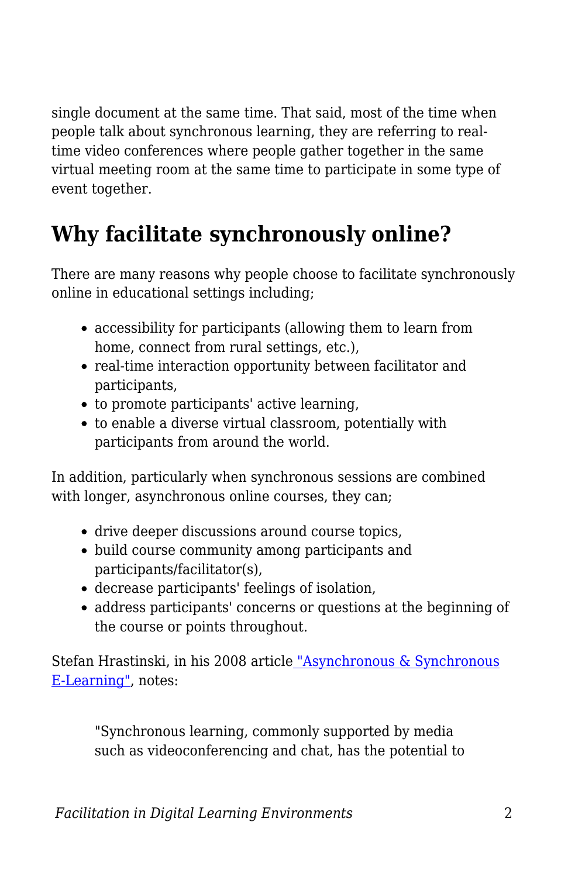single document at the same time. That said, most of the time when people talk about synchronous learning, they are referring to real-time video conferences where people gather together in the same virtual meeting room at the same time to participate in some type of event together.

## Why facilitate synchronously online?

There are many reasons why people choose to facilitate synchronously online in educational settings including;

- accessibility for participants (allowing them to learn from home, connect from rural settings, etc.),
- real-time interaction opportunity between facilitator and participants,
- to promote participants' active learning,
- to enable a diverse virtual classroom, potentially with participants from around the world.

In addition, particularly when synchronous sessions are combined with longer, asynchronous online courses, they can;

- drive deeper discussions around course topics,
- build course community among participants and participants/facilitator(s),
- decrease participants' feelings of isolation,
- address participants' concerns or questions at the beginning of the course or points throughout.

Stefan Hrastinski, in his 2008 article ["Asynchronous & Synchronous E-Learning"](), notes:

> "Synchronous learning, commonly supported by media such as videoconferencing and chat, has the potential to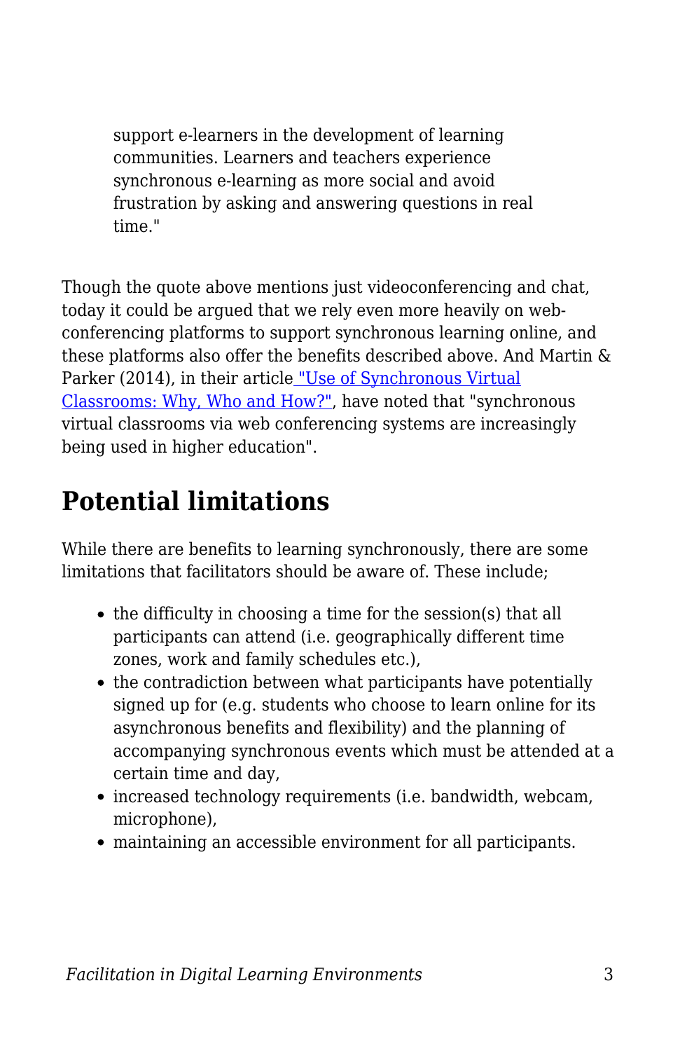> support e-learners in the development of learning communities. Learners and teachers experience synchronous e-learning as more social and avoid frustration by asking and answering questions in real time."

Though the quote above mentions just videoconferencing and chat, today it could be argued that we rely even more heavily on web-conferencing platforms to support synchronous learning online, and these platforms also offer the benefits described above. And Martin & Parker (2014), in their article "Use of Synchronous Virtual Classrooms: Why, Who and How?", have noted that "synchronous virtual classrooms via web conferencing systems are increasingly being used in higher education".

## Potential limitations

While there are benefits to learning synchronously, there are some limitations that facilitators should be aware of. These include;

- the difficulty in choosing a time for the session(s) that all participants can attend (i.e. geographically different time zones, work and family schedules etc.),
- the contradiction between what participants have potentially signed up for (e.g. students who choose to learn online for its asynchronous benefits and flexibility) and the planning of accompanying synchronous events which must be attended at a certain time and day,
- increased technology requirements (i.e. bandwidth, webcam, microphone),
- maintaining an accessible environment for all participants.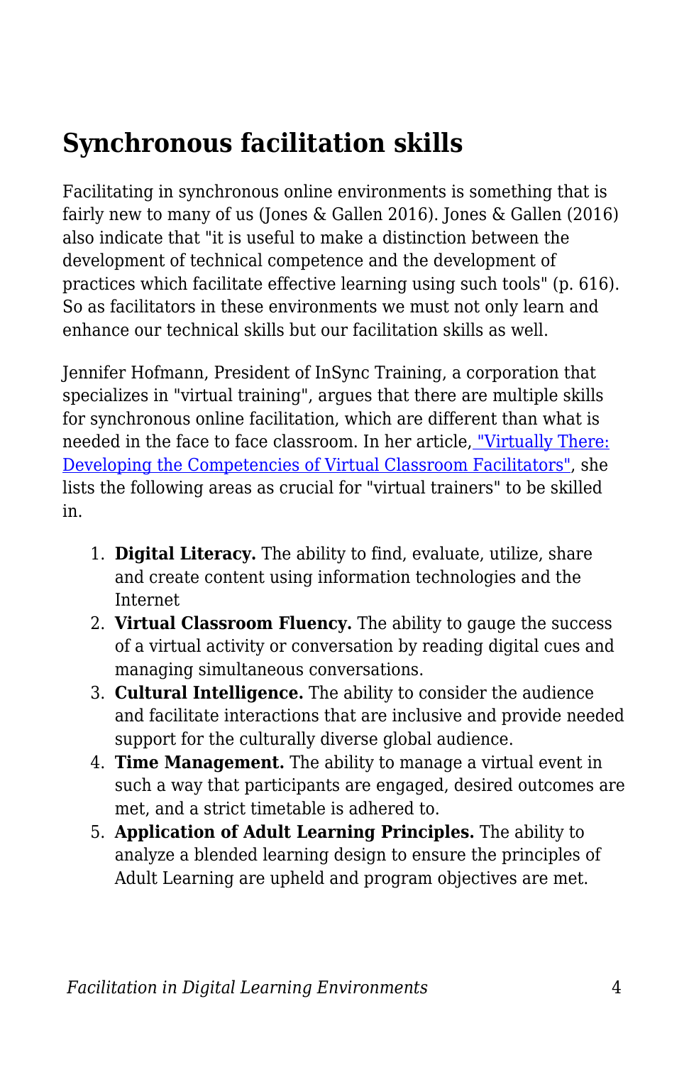## Synchronous facilitation skills

Facilitating in synchronous online environments is something that is fairly new to many of us (Jones & Gallen 2016). Jones & Gallen (2016) also indicate that "it is useful to make a distinction between the development of technical competence and the development of practices which facilitate effective learning using such tools" (p. 616). So as facilitators in these environments we must not only learn and enhance our technical skills but our facilitation skills as well.

Jennifer Hofmann, President of InSync Training, a corporation that specializes in "virtual training", argues that there are multiple skills for synchronous online facilitation, which are different than what is needed in the face to face classroom. In her article, "Virtually There: Developing the Competencies of Virtual Classroom Facilitators", she lists the following areas as crucial for "virtual trainers" to be skilled in.

1. **Digital Literacy.** The ability to find, evaluate, utilize, share and create content using information technologies and the Internet
2. **Virtual Classroom Fluency.** The ability to gauge the success of a virtual activity or conversation by reading digital cues and managing simultaneous conversations.
3. **Cultural Intelligence.** The ability to consider the audience and facilitate interactions that are inclusive and provide needed support for the culturally diverse global audience.
4. **Time Management.** The ability to manage a virtual event in such a way that participants are engaged, desired outcomes are met, and a strict timetable is adhered to.
5. **Application of Adult Learning Principles.** The ability to analyze a blended learning design to ensure the principles of Adult Learning are upheld and program objectives are met.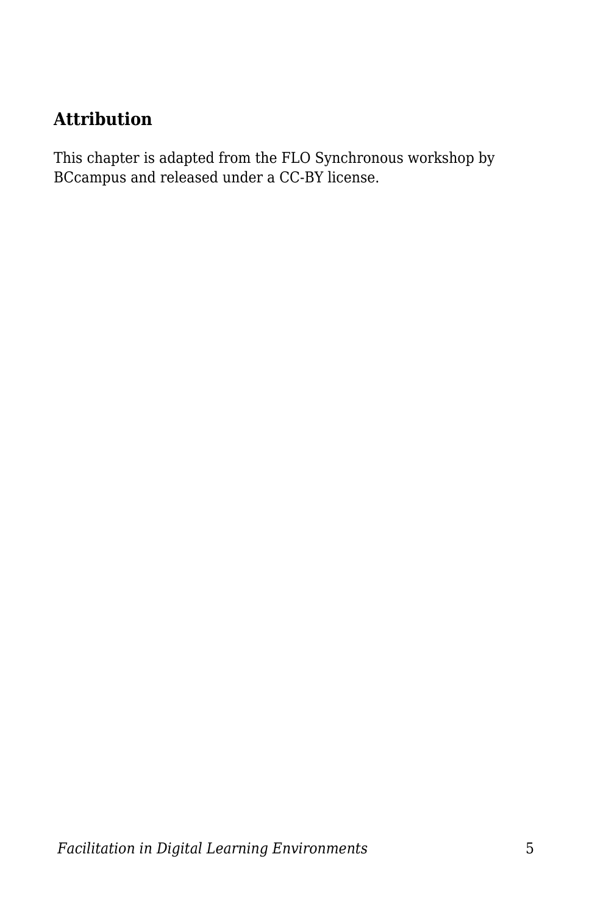## Attribution

This chapter is adapted from the FLO Synchronous workshop by BCcampus and released under a CC-BY license.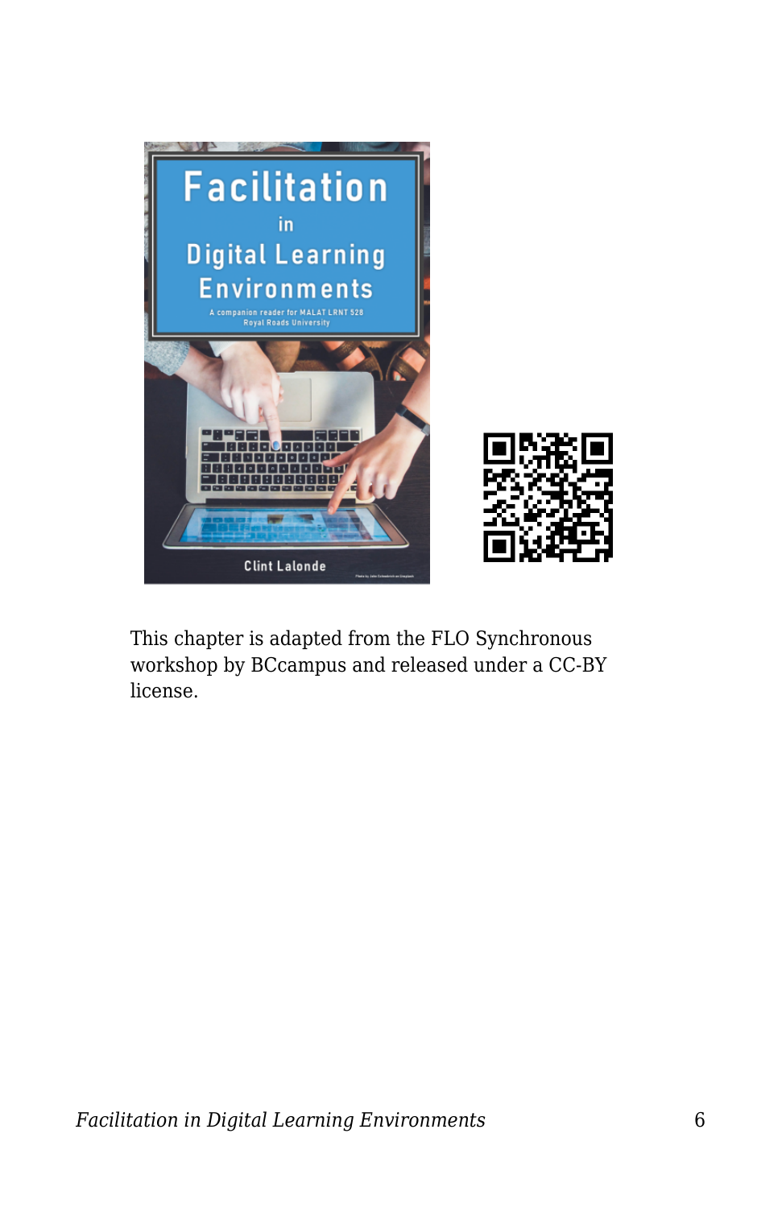This chapter is adapted from the FLO Synchronous workshop by BCcampus and released under a CC-BY license.